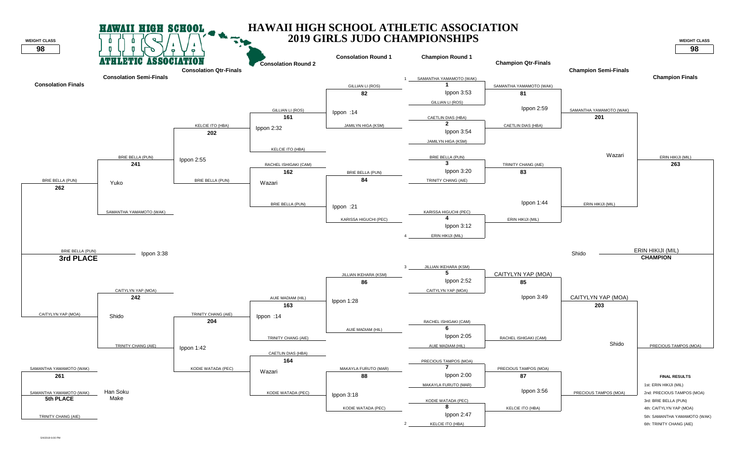# HAWAII HIGH SCHOOL ATHLETIC ASSOCIATION
## 2019 GIRLS JUDO CHAMPIONSHIPS

**WEIGHT CLASS: 98**

### Champion Round 1

| Bout | Competitor 1 | Competitor 2 | Result |
| --- | --- | --- | --- |
| 1 | SAMANTHA YAMAMOTO (WAK) | GILLIAN LI (ROS) | Ippon 3:53 |
| 2 | CAETLIN DIAS (HBA) | JAMILYN HIGA (KSM) | Ippon 3:54 |
| 3 | BRIE BELLA (PUN) | TRINITY CHANG (AIE) | Ippon 3:20 |
| 4 | KARISSA HIGUCHI (PEC) | ERIN HIKIJI (MIL) | Ippon 3:12 |
| 5 | JILLIAN IKEHARA (KSM) | CAITYLYN YAP (MOA) | Ippon 2:52 |
| 6 | RACHEL ISHIGAKI (CAM) | AUIE MADIAM (HIL) | Ippon 2:05 |
| 7 | PRECIOUS TAMPOS (MOA) | MAKAYLA FURUTO (MAR) | Ippon 2:00 |
| 8 | KODIE WATADA (PEC) | KELCIE ITO (HBA) | Ippon 2:47 |

### Champion Qtr-Finals

| Bout | Competitor 1 | Competitor 2 | Result |
| --- | --- | --- | --- |
| 81 | SAMANTHA YAMAMOTO (WAK) | CAETLIN DIAS (HBA) | Ippon 2:59 |
| 83 | TRINITY CHANG (AIE) | ERIN HIKIJI (MIL) | Ippon 1:44 |
| 85 | CAITYLYN YAP (MOA) | RACHEL ISHIGAKI (CAM) | Ippon 3:49 |
| 87 | PRECIOUS TAMPOS (MOA) | KELCIE ITO (HBA) | Ippon 3:56 |

### Champion Semi-Finals

| Bout | Competitor 1 | Competitor 2 | Result |
| --- | --- | --- | --- |
| 201 | SAMANTHA YAMAMOTO (WAK) | ERIN HIKIJI (MIL) | Wazari |
| 203 | CAITYLYN YAP (MOA) | PRECIOUS TAMPOS (MOA) | Shido |

### Champion Finals

| Bout | Competitor 1 | Competitor 2 | Result |
| --- | --- | --- | --- |
| 263 | ERIN HIKIJI (MIL) | PRECIOUS TAMPOS (MOA) | Shido |

**CHAMPION: ERIN HIKIJI (MIL)**

### Consolation Round 1

| Bout | Competitor 1 | Competitor 2 | Result |
| --- | --- | --- | --- |
| 82 | GILLIAN LI (ROS) | JAMILYN HIGA (KSM) | Ippon :14 |
| 84 | BRIE BELLA (PUN) | KARISSA HIGUCHI (PEC) | Ippon :21 |
| 86 | JILLIAN IKEHARA (KSM) | AUIE MADIAM (HIL) | Ippon 1:28 |
| 88 | MAKAYLA FURUTO (MAR) | KODIE WATADA (PEC) | Ippon 3:18 |

### Consolation Round 2

| Bout | Competitor 1 | Competitor 2 | Result |
| --- | --- | --- | --- |
| 161 | GILLIAN LI (ROS) | KELCIE ITO (HBA) | Ippon 2:32 |
| 162 | RACHEL ISHIGAKI (CAM) | BRIE BELLA (PUN) | Wazari |
| 163 | AUIE MADIAM (HIL) | TRINITY CHANG (AIE) | Ippon :14 |
| 164 | CAETLIN DIAS (HBA) | KODIE WATADA (PEC) | Wazari |

### Consolation Qtr-Finals

| Bout | Competitor 1 | Competitor 2 | Result |
| --- | --- | --- | --- |
| 202 | KELCIE ITO (HBA) | BRIE BELLA (PUN) | Ippon 2:55 |
| 204 | TRINITY CHANG (AIE) | KODIE WATADA (PEC) | Ippon 1:42 |

### Consolation Semi-Finals

| Bout | Competitor 1 | Competitor 2 | Result |
| --- | --- | --- | --- |
| 241 | BRIE BELLA (PUN) | SAMANTHA YAMAMOTO (WAK) | Yuko |
| 242 | CAITYLYN YAP (MOA) | TRINITY CHANG (AIE) | Shido |

### Consolation Finals

| Bout | Competitor 1 | Competitor 2 | Result |
| --- | --- | --- | --- |
| 262 | BRIE BELLA (PUN) | CAITYLYN YAP (MOA) | Ippon 3:38 |
| 261 | SAMANTHA YAMAMOTO (WAK) | TRINITY CHANG (AIE) | Han Soku Make |

**3rd PLACE: BRIE BELLA (PUN)**

**5th PLACE: SAMANTHA YAMAMOTO (WAK)**

### FINAL RESULTS

1st: ERIN HIKIJI (MIL)
2nd: PRECIOUS TAMPOS (MOA)
3rd: BRIE BELLA (PUN)
4th: CAITYLYN YAP (MOA)
5th: SAMANTHA YAMAMOTO (WAK)
6th: TRINITY CHANG (AIE)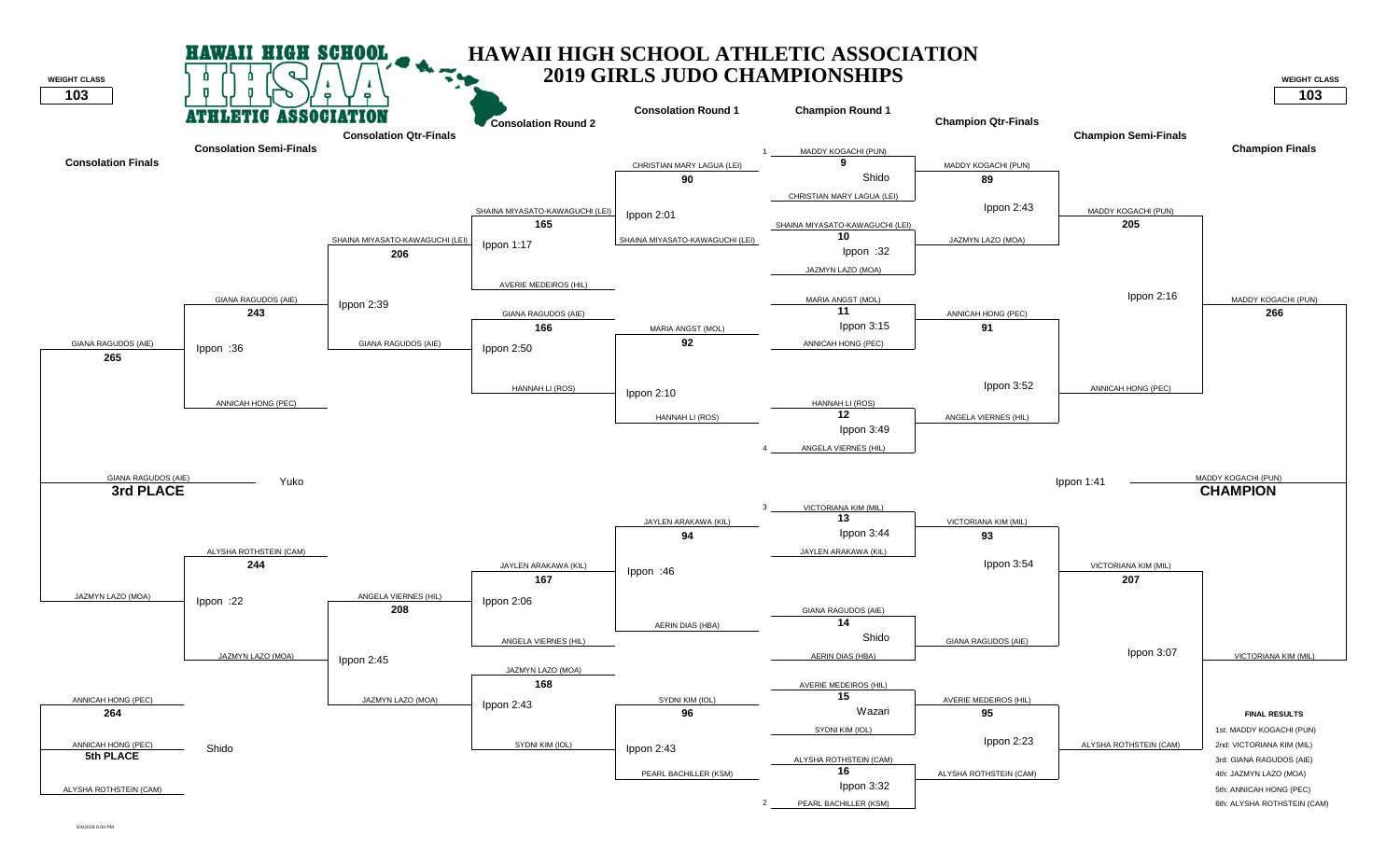# HAWAII HIGH SCHOOL ATHLETIC ASSOCIATION
## 2019 GIRLS JUDO CHAMPIONSHIPS

**WEIGHT CLASS: 103**

### Champion Round 1

| Match | Competitor 1 | Competitor 2 | Result |
|---|---|---|---|
| 9 | MADDY KOGACHI (PUN) | CHRISTIAN MARY LAGUA (LEI) | Shido |
| 10 | SHAINA MIYASATO-KAWAGUCHI (LEI) | JAZMYN LAZO (MOA) | Ippon :32 |
| 11 | MARIA ANGST (MOL) | ANNICAH HONG (PEC) | Ippon 3:15 |
| 12 | HANNAH LI (ROS) | ANGELA VIERNES (HIL) | Ippon 3:49 |
| 13 | VICTORIANA KIM (MIL) | JAYLEN ARAKAWA (KIL) | Ippon 3:44 |
| 14 | GIANA RAGUDOS (AIE) | AERIN DIAS (HBA) | Shido |
| 15 | AVERIE MEDEIROS (HIL) | SYDNI KIM (IOL) | Wazari |
| 16 | ALYSHA ROTHSTEIN (CAM) | PEARL BACHILLER (KSM) | Ippon 3:32 |

### Champion Qtr-Finals

| Match | Competitor 1 | Competitor 2 | Result |
|---|---|---|---|
| 89 | MADDY KOGACHI (PUN) | JAZMYN LAZO (MOA) | Ippon 2:43 |
| 91 | ANNICAH HONG (PEC) | ANGELA VIERNES (HIL) | Ippon 3:52 |
| 93 | VICTORIANA KIM (MIL) | GIANA RAGUDOS (AIE) | Ippon 3:54 |
| 95 | AVERIE MEDEIROS (HIL) | ALYSHA ROTHSTEIN (CAM) | Ippon 2:23 |

### Champion Semi-Finals

| Match | Competitor 1 | Competitor 2 | Result |
|---|---|---|---|
| 205 | MADDY KOGACHI (PUN) | ANNICAH HONG (PEC) | Ippon 2:16 |
| 207 | VICTORIANA KIM (MIL) | ALYSHA ROTHSTEIN (CAM) | Ippon 3:07 |

### Champion Finals

| Match | Competitor 1 | Competitor 2 | Result |
|---|---|---|---|
| 266 | MADDY KOGACHI (PUN) | VICTORIANA KIM (MIL) | Ippon 1:41 |

**CHAMPION:** MADDY KOGACHI (PUN)

### Consolation Round 1

| Match | Competitor 1 | Competitor 2 | Result |
|---|---|---|---|
| 90 | CHRISTIAN MARY LAGUA (LEI) | SHAINA MIYASATO-KAWAGUCHI (LEI) | Ippon 2:01 |
| 92 | MARIA ANGST (MOL) | HANNAH LI (ROS) | Ippon 2:10 |
| 94 | JAYLEN ARAKAWA (KIL) | AERIN DIAS (HBA) | Ippon :46 |
| 96 | SYDNI KIM (IOL) | PEARL BACHILLER (KSM) | Ippon 2:43 |

### Consolation Round 2

| Match | Competitor 1 | Competitor 2 | Result |
|---|---|---|---|
| 165 | SHAINA MIYASATO-KAWAGUCHI (LEI) | AVERIE MEDEIROS (HIL) | Ippon 1:17 |
| 166 | GIANA RAGUDOS (AIE) | HANNAH LI (ROS) | Ippon 2:50 |
| 167 | JAYLEN ARAKAWA (KIL) | ANGELA VIERNES (HIL) | Ippon 2:06 |
| 168 | JAZMYN LAZO (MOA) | SYDNI KIM (IOL) | Ippon 2:43 |

### Consolation Qtr-Finals

| Match | Competitor 1 | Competitor 2 | Result |
|---|---|---|---|
| 206 | SHAINA MIYASATO-KAWAGUCHI (LEI) | GIANA RAGUDOS (AIE) | Ippon 2:39 |
| 208 | ANGELA VIERNES (HIL) | JAZMYN LAZO (MOA) | Ippon 2:45 |

### Consolation Semi-Finals

| Match | Competitor 1 | Competitor 2 | Result |
|---|---|---|---|
| 243 | GIANA RAGUDOS (AIE) | ANNICAH HONG (PEC) | Ippon :36 |
| 244 | ALYSHA ROTHSTEIN (CAM) | JAZMYN LAZO (MOA) | Ippon :22 |

### Consolation Finals

| Match | Competitor 1 | Competitor 2 | Result |
|---|---|---|---|
| 265 | GIANA RAGUDOS (AIE) | JAZMYN LAZO (MOA) | Yuko |
| 264 | ANNICAH HONG (PEC) | ALYSHA ROTHSTEIN (CAM) | Shido |

**3rd PLACE:** GIANA RAGUDOS (AIE)

**5th PLACE:** ANNICAH HONG (PEC)

### FINAL RESULTS

1st: MADDY KOGACHI (PUN)
2nd: VICTORIANA KIM (MIL)
3rd: GIANA RAGUDOS (AIE)
4th: JAZMYN LAZO (MOA)
5th: ANNICAH HONG (PEC)
6th: ALYSHA ROTHSTEIN (CAM)

5/4/2019 6:00 PM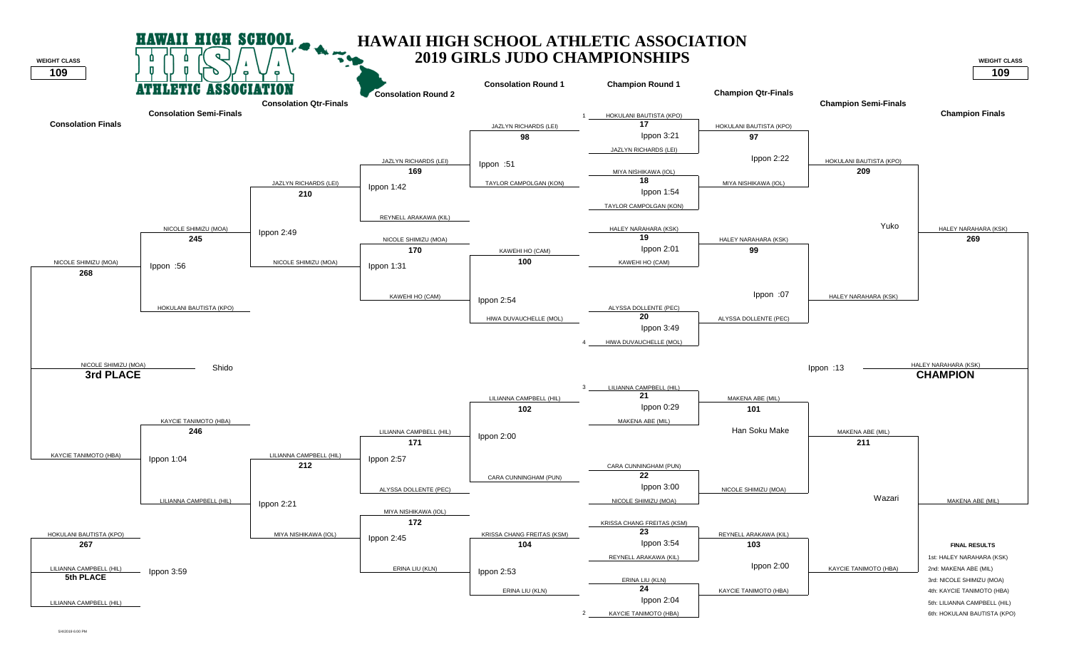# HAWAII HIGH SCHOOL ATHLETIC ASSOCIATION
## 2019 GIRLS JUDO CHAMPIONSHIPS

**WEIGHT CLASS: 109**

### Champion Round 1

| Bout | Competitors | Result |
|---|---|---|
| 17 | HOKULANI BAUTISTA (KPO) (1) vs JAZLYN RICHARDS (LEI) | Ippon 3:21 |
| 18 | MIYA NISHIKAWA (IOL) vs TAYLOR CAMPOLGAN (KON) | Ippon 1:54 |
| 19 | HALEY NARAHARA (KSK) vs KAWEHI HO (CAM) | Ippon 2:01 |
| 20 | ALYSSA DOLLENTE (PEC) vs HIWA DUVAUCHELLE (MOL) (4) | Ippon 3:49 |
| 21 | LILIANNA CAMPBELL (HIL) (3) vs MAKENA ABE (MIL) | Ippon 0:29 |
| 22 | CARA CUNNINGHAM (PUN) vs NICOLE SHIMIZU (MOA) | Ippon 3:00 |
| 23 | KRISSA CHANG FREITAS (KSM) vs REYNELL ARAKAWA (KIL) | Ippon 3:54 |
| 24 | ERINA LIU (KLN) vs KAYCIE TANIMOTO (HBA) (2) | Ippon 2:04 |

### Champion Qtr-Finals

| Bout | Competitors | Winner | Result |
|---|---|---|---|
| 97 | HOKULANI BAUTISTA (KPO) vs MIYA NISHIKAWA (IOL) | HOKULANI BAUTISTA (KPO) | Ippon 2:22 |
| 99 | HALEY NARAHARA (KSK) vs ALYSSA DOLLENTE (PEC) | HALEY NARAHARA (KSK) | Ippon :07 |
| 101 | MAKENA ABE (MIL) vs NICOLE SHIMIZU (MOA) | MAKENA ABE (MIL) | Han Soku Make |
| 103 | REYNELL ARAKAWA (KIL) vs KAYCIE TANIMOTO (HBA) | KAYCIE TANIMOTO (HBA) | Ippon 2:00 |

### Champion Semi-Finals

| Bout | Competitors | Winner | Result |
|---|---|---|---|
| 209 | HOKULANI BAUTISTA (KPO) vs HALEY NARAHARA (KSK) | HALEY NARAHARA (KSK) | Yuko |
| 211 | MAKENA ABE (MIL) vs KAYCIE TANIMOTO (HBA) | MAKENA ABE (MIL) | Wazari |

### Champion Finals

| Bout | Competitors | Winner | Result |
|---|---|---|---|
| 269 | HALEY NARAHARA (KSK) vs MAKENA ABE (MIL) | HALEY NARAHARA (KSK) — **CHAMPION** | Ippon :13 |

### Consolation Round 1

| Bout | Competitors | Winner | Result |
|---|---|---|---|
| 98 | JAZLYN RICHARDS (LEI) vs TAYLOR CAMPOLGAN (KON) | JAZLYN RICHARDS (LEI) | Ippon :51 |
| 100 | KAWEHI HO (CAM) vs HIWA DUVAUCHELLE (MOL) | KAWEHI HO (CAM) | Ippon 2:54 |
| 102 | LILIANNA CAMPBELL (HIL) vs CARA CUNNINGHAM (PUN) | LILIANNA CAMPBELL (HIL) | Ippon 2:00 |
| 104 | KRISSA CHANG FREITAS (KSM) vs ERINA LIU (KLN) | ERINA LIU (KLN) | Ippon 2:53 |

### Consolation Round 2

| Bout | Competitors | Winner | Result |
|---|---|---|---|
| 169 | JAZLYN RICHARDS (LEI) vs REYNELL ARAKAWA (KIL) | JAZLYN RICHARDS (LEI) | Ippon 1:42 |
| 170 | NICOLE SHIMIZU (MOA) vs KAWEHI HO (CAM) | NICOLE SHIMIZU (MOA) | Ippon 1:31 |
| 171 | LILIANNA CAMPBELL (HIL) vs ALYSSA DOLLENTE (PEC) | LILIANNA CAMPBELL (HIL) | Ippon 2:57 |
| 172 | MIYA NISHIKAWA (IOL) vs ERINA LIU (KLN) | MIYA NISHIKAWA (IOL) | Ippon 2:45 |

### Consolation Qtr-Finals

| Bout | Competitors | Winner | Result |
|---|---|---|---|
| 210 | JAZLYN RICHARDS (LEI) vs NICOLE SHIMIZU (MOA) | NICOLE SHIMIZU (MOA) | Ippon 2:49 |
| 212 | LILIANNA CAMPBELL (HIL) vs MIYA NISHIKAWA (IOL) | LILIANNA CAMPBELL (HIL) | Ippon 2:21 |

### Consolation Semi-Finals

| Bout | Competitors | Winner | Result |
|---|---|---|---|
| 245 | NICOLE SHIMIZU (MOA) vs HOKULANI BAUTISTA (KPO) | NICOLE SHIMIZU (MOA) | Ippon :56 |
| 246 | KAYCIE TANIMOTO (HBA) vs LILIANNA CAMPBELL (HIL) | KAYCIE TANIMOTO (HBA) | Ippon 1:04 |

### Consolation Finals

| Bout | Competitors | Winner | Result |
|---|---|---|---|
| 268 | NICOLE SHIMIZU (MOA) vs KAYCIE TANIMOTO (HBA) | NICOLE SHIMIZU (MOA) — **3rd PLACE** | Shido |
| 267 | HOKULANI BAUTISTA (KPO) vs LILIANNA CAMPBELL (HIL) | LILIANNA CAMPBELL (HIL) — **5th PLACE** | Ippon 3:59 |

### FINAL RESULTS

1st: HALEY NARAHARA (KSK)
2nd: MAKENA ABE (MIL)
3rd: NICOLE SHIMIZU (MOA)
4th: KAYCIE TANIMOTO (HBA)
5th: LILIANNA CAMPBELL (HIL)
6th: HOKULANI BAUTISTA (KPO)

5/4/2019 6:00 PM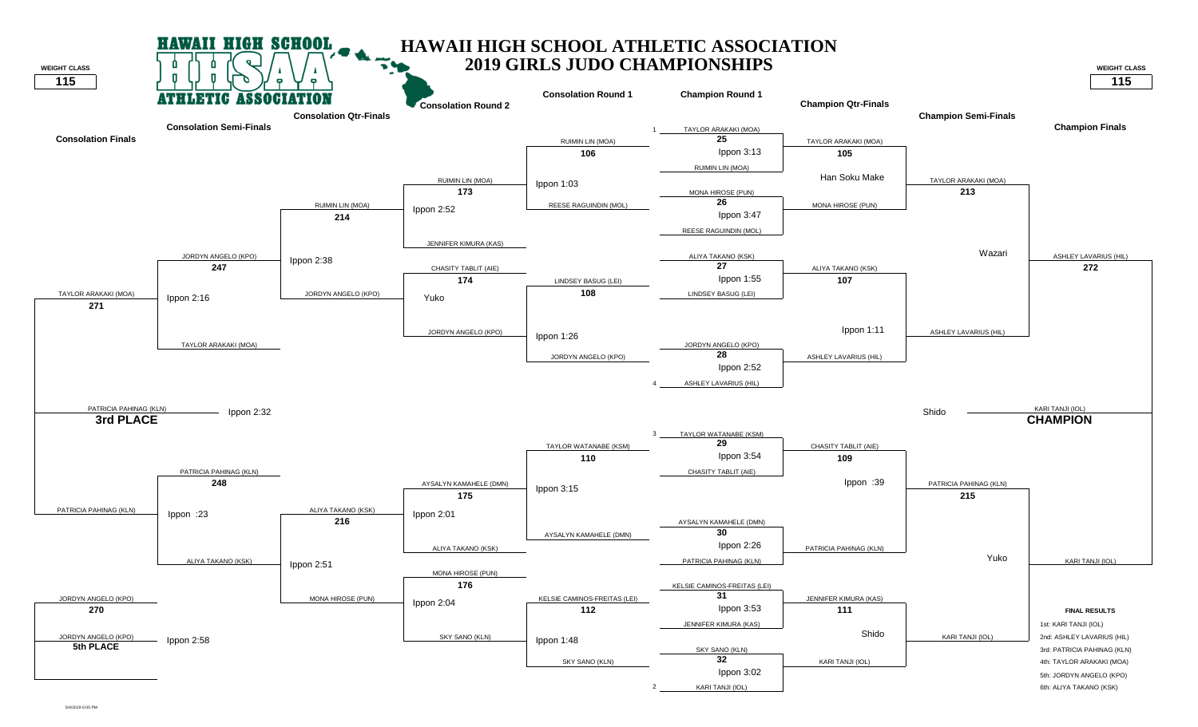# HAWAII HIGH SCHOOL ATHLETIC ASSOCIATION
## 2019 GIRLS JUDO CHAMPIONSHIPS

**WEIGHT CLASS 115**

### Champion Round 1

| Bout | Competitor 1 | Competitor 2 | Result |
|---|---|---|---|
| 25 | TAYLOR ARAKAKI (MOA) (1) | RUIMIN LIN (MOA) | Ippon 3:13 |
| 26 | MONA HIROSE (PUN) | REESE RAGUINDIN (MOL) | Ippon 3:47 |
| 27 | ALIYA TAKANO (KSK) | LINDSEY BASUG (LEI) | Ippon 1:55 |
| 28 | JORDYN ANGELO (KPO) | ASHLEY LAVARIUS (HIL) (4) | Ippon 2:52 |
| 29 | TAYLOR WATANABE (KSM) (3) | CHASITY TABLIT (AIE) | Ippon 3:54 |
| 30 | AYSALYN KAMAHELE (DMN) | PATRICIA PAHINAG (KLN) | Ippon 2:26 |
| 31 | KELSIE CAMINOS-FREITAS (LEI) | JENNIFER KIMURA (KAS) | Ippon 3:53 |
| 32 | SKY SANO (KLN) | KARI TANJI (IOL) (2) | Ippon 3:02 |

### Champion Qtr-Finals

| Bout | Competitor 1 | Competitor 2 | Result |
|---|---|---|---|
| 105 | TAYLOR ARAKAKI (MOA) | MONA HIROSE (PUN) | Han Soku Make |
| 107 | ALIYA TAKANO (KSK) | ASHLEY LAVARIUS (HIL) | Ippon 1:11 |
| 109 | CHASITY TABLIT (AIE) | PATRICIA PAHINAG (KLN) | Ippon :39 |
| 111 | JENNIFER KIMURA (KAS) | KARI TANJI (IOL) | Shido |

### Champion Semi-Finals

| Bout | Competitor 1 | Competitor 2 | Result |
|---|---|---|---|
| 213 | TAYLOR ARAKAKI (MOA) | ASHLEY LAVARIUS (HIL) | Wazari |
| 215 | PATRICIA PAHINAG (KLN) | KARI TANJI (IOL) | Yuko |

### Champion Finals

| Bout | Competitor 1 | Competitor 2 | Result |
|---|---|---|---|
| 272 | ASHLEY LAVARIUS (HIL) | KARI TANJI (IOL) | Shido |

**CHAMPION:** KARI TANJI (IOL)

### Consolation Round 1

| Bout | Competitor 1 | Competitor 2 | Result |
|---|---|---|---|
| 106 | RUIMIN LIN (MOA) | REESE RAGUINDIN (MOL) | Ippon 1:03 |
| 108 | LINDSEY BASUG (LEI) | JORDYN ANGELO (KPO) | Ippon 1:26 |
| 110 | TAYLOR WATANABE (KSM) | AYSALYN KAMAHELE (DMN) | Ippon 3:15 |
| 112 | KELSIE CAMINOS-FREITAS (LEI) | SKY SANO (KLN) | Ippon 1:48 |

### Consolation Round 2

| Bout | Competitor 1 | Competitor 2 | Result |
|---|---|---|---|
| 173 | RUIMIN LIN (MOA) | JENNIFER KIMURA (KAS) | Ippon 2:52 |
| 174 | CHASITY TABLIT (AIE) | JORDYN ANGELO (KPO) | Yuko |
| 175 | AYSALYN KAMAHELE (DMN) | ALIYA TAKANO (KSK) | Ippon 2:01 |
| 176 | MONA HIROSE (PUN) | SKY SANO (KLN) | Ippon 2:04 |

### Consolation Qtr-Finals

| Bout | Competitor 1 | Competitor 2 | Result |
|---|---|---|---|
| 214 | RUIMIN LIN (MOA) | JORDYN ANGELO (KPO) | Ippon 2:38 |
| 216 | ALIYA TAKANO (KSK) | MONA HIROSE (PUN) | Ippon 2:51 |

### Consolation Semi-Finals

| Bout | Competitor 1 | Competitor 2 | Result |
|---|---|---|---|
| 247 | JORDYN ANGELO (KPO) | TAYLOR ARAKAKI (MOA) | Ippon 2:16 |
| 248 | PATRICIA PAHINAG (KLN) | ALIYA TAKANO (KSK) | Ippon :23 |

### Consolation Finals

| Bout | Competitor 1 | Competitor 2 | Result |
|---|---|---|---|
| 271 | TAYLOR ARAKAKI (MOA) | PATRICIA PAHINAG (KLN) | Ippon 2:32 |
| 270 | JORDYN ANGELO (KPO) | JORDYN ANGELO (KPO) | Ippon 2:58 |

**3rd PLACE:** PATRICIA PAHINAG (KLN)

**5th PLACE:** JORDYN ANGELO (KPO)

### FINAL RESULTS

- 1st: KARI TANJI (IOL)
- 2nd: ASHLEY LAVARIUS (HIL)
- 3rd: PATRICIA PAHINAG (KLN)
- 4th: TAYLOR ARAKAKI (MOA)
- 5th: JORDYN ANGELO (KPO)
- 6th: ALIYA TAKANO (KSK)

5/4/2019 6:00 PM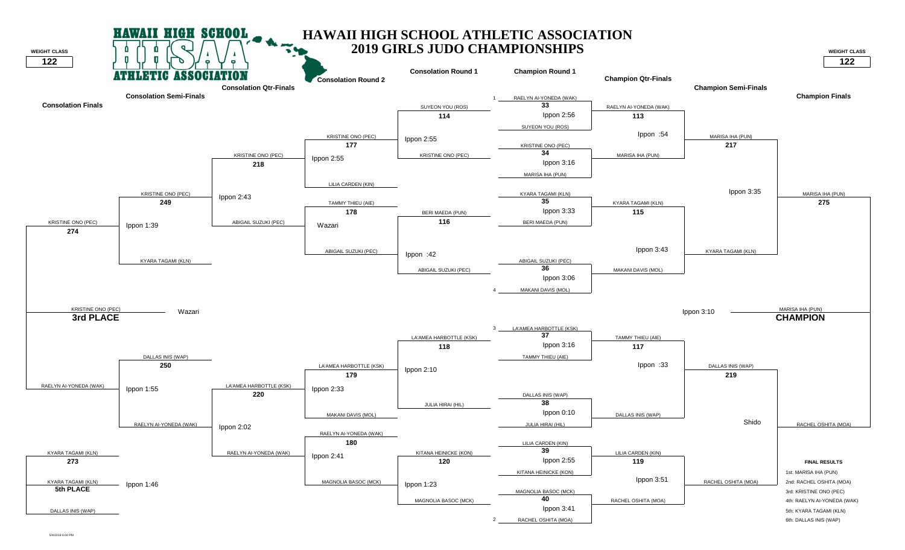# HAWAII HIGH SCHOOL ATHLETIC ASSOCIATION
## 2019 GIRLS JUDO CHAMPIONSHIPS

**WEIGHT CLASS: 122**

### Champion Round 1

| Bout | Competitor 1 | Competitor 2 | Result |
|---|---|---|---|
| 33 | 1 RAELYN AI-YONEDA (WAK) | SUYEON YOU (ROS) | Ippon 2:56 |
| 34 | KRISTINE ONO (PEC) | MARISA IHA (PUN) | Ippon 3:16 |
| 35 | KYARA TAGAMI (KLN) | BERI MAEDA (PUN) | Ippon 3:33 |
| 36 | ABIGAIL SUZUKI (PEC) | 4 MAKANI DAVIS (MOL) | Ippon 3:06 |
| 37 | 3 LA'AMEA HARBOTTLE (KSK) | TAMMY THIEU (AIE) | Ippon 3:16 |
| 38 | DALLAS INIS (WAP) | JULIA HIRAI (HIL) | Ippon 0:10 |
| 39 | LILIA CARDEN (KIN) | KITANA HEINICKE (KON) | Ippon 2:55 |
| 40 | MAGNOLIA BASOC (MCK) | 2 RACHEL OSHITA (MOA) | Ippon 3:41 |

### Champion Qtr-Finals

| Bout | Competitor 1 | Competitor 2 | Result |
|---|---|---|---|
| 113 | RAELYN AI-YONEDA (WAK) | MARISA IHA (PUN) | Ippon :54 |
| 115 | KYARA TAGAMI (KLN) | MAKANI DAVIS (MOL) | Ippon 3:43 |
| 117 | TAMMY THIEU (AIE) | DALLAS INIS (WAP) | Ippon :33 |
| 119 | LILIA CARDEN (KIN) | RACHEL OSHITA (MOA) | Ippon 3:51 |

### Champion Semi-Finals

| Bout | Competitor 1 | Competitor 2 | Result |
|---|---|---|---|
| 217 | MARISA IHA (PUN) | KYARA TAGAMI (KLN) | Ippon 3:35 |
| 219 | DALLAS INIS (WAP) | RACHEL OSHITA (MOA) | Shido |

### Champion Finals

| Bout | Competitor 1 | Competitor 2 | Result |
|---|---|---|---|
| 275 | MARISA IHA (PUN) | RACHEL OSHITA (MOA) | Ippon 3:10 |

**CHAMPION:** MARISA IHA (PUN)

### Consolation Round 1

| Bout | Competitor 1 | Competitor 2 | Result |
|---|---|---|---|
| 114 | SUYEON YOU (ROS) | KRISTINE ONO (PEC) | Ippon 2:55 |
| 116 | BERI MAEDA (PUN) | ABIGAIL SUZUKI (PEC) | Ippon :42 |
| 118 | LA'AMEA HARBOTTLE (KSK) | JULIA HIRAI (HIL) | Ippon 2:10 |
| 120 | KITANA HEINICKE (KON) | MAGNOLIA BASOC (MCK) | Ippon 1:23 |

### Consolation Round 2

| Bout | Competitor 1 | Competitor 2 | Result |
|---|---|---|---|
| 177 | KRISTINE ONO (PEC) | LILIA CARDEN (KIN) | Ippon 2:55 |
| 178 | TAMMY THIEU (AIE) | ABIGAIL SUZUKI (PEC) | Wazari |
| 179 | LA'AMEA HARBOTTLE (KSK) | MAKANI DAVIS (MOL) | Ippon 2:33 |
| 180 | RAELYN AI-YONEDA (WAK) | MAGNOLIA BASOC (MCK) | Ippon 2:41 |

### Consolation Qtr-Finals

| Bout | Competitor 1 | Competitor 2 | Result |
|---|---|---|---|
| 218 | KRISTINE ONO (PEC) | ABIGAIL SUZUKI (PEC) | Ippon 2:43 |
| 220 | LA'AMEA HARBOTTLE (KSK) | RAELYN AI-YONEDA (WAK) | Ippon 2:02 |

### Consolation Semi-Finals

| Bout | Competitor 1 | Competitor 2 | Result |
|---|---|---|---|
| 249 | KRISTINE ONO (PEC) | KYARA TAGAMI (KLN) | Ippon 1:39 |
| 250 | DALLAS INIS (WAP) | RAELYN AI-YONEDA (WAK) | Ippon 1:55 |

### Consolation Finals

| Bout | Competitor 1 | Competitor 2 | Result |
|---|---|---|---|
| 274 | KRISTINE ONO (PEC) | RAELYN AI-YONEDA (WAK) | Wazari |

**3rd PLACE:** KRISTINE ONO (PEC)

| Bout | Competitor 1 | Competitor 2 | Result |
|---|---|---|---|
| 273 | KYARA TAGAMI (KLN) | DALLAS INIS (WAP) | Ippon 1:46 |

**5th PLACE:** KYARA TAGAMI (KLN)

### FINAL RESULTS

1st: MARISA IHA (PUN)
2nd: RACHEL OSHITA (MOA)
3rd: KRISTINE ONO (PEC)
4th: RAELYN AI-YONEDA (WAK)
5th: KYARA TAGAMI (KLN)
6th: DALLAS INIS (WAP)

5/4/2019 6:00 PM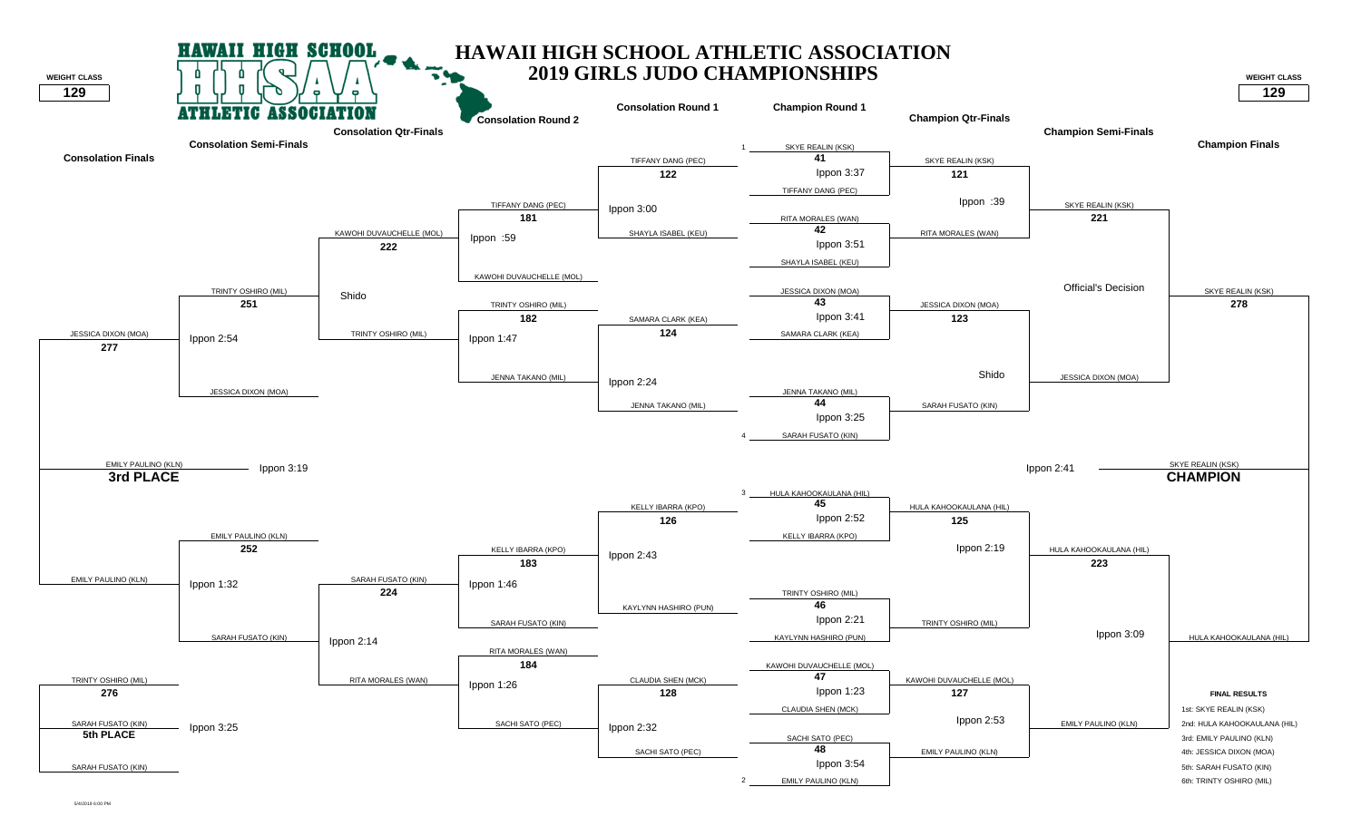# HAWAII HIGH SCHOOL ATHLETIC ASSOCIATION
## 2019 GIRLS JUDO CHAMPIONSHIPS

**WEIGHT CLASS: 129**

### Champion Round 1

| Match | Competitor 1 | Competitor 2 | Winner | Result |
|---|---|---|---|---|
| 41 | 1 SKYE REALIN (KSK) | TIFFANY DANG (PEC) | SKYE REALIN (KSK) | Ippon 3:37 |
| 42 | RITA MORALES (WAN) | SHAYLA ISABEL (KEU) | RITA MORALES (WAN) | Ippon 3:51 |
| 43 | JESSICA DIXON (MOA) | SAMARA CLARK (KEA) | JESSICA DIXON (MOA) | Ippon 3:41 |
| 44 | JENNA TAKANO (MIL) | 4 SARAH FUSATO (KIN) | SARAH FUSATO (KIN) | Ippon 3:25 |
| 45 | 3 HULA KAHOOKAULANA (HIL) | KELLY IBARRA (KPO) | HULA KAHOOKAULANA (HIL) | Ippon 2:52 |
| 46 | TRINTY OSHIRO (MIL) | KAYLYNN HASHIRO (PUN) | TRINTY OSHIRO (MIL) | Ippon 2:21 |
| 47 | KAWOHI DUVAUCHELLE (MOL) | CLAUDIA SHEN (MCK) | KAWOHI DUVAUCHELLE (MOL) | Ippon 1:23 |
| 48 | SACHI SATO (PEC) | 2 EMILY PAULINO (KLN) | EMILY PAULINO (KLN) | Ippon 3:54 |

### Champion Qtr-Finals

| Match | Competitor 1 | Competitor 2 | Winner | Result |
|---|---|---|---|---|
| 121 | SKYE REALIN (KSK) | RITA MORALES (WAN) | SKYE REALIN (KSK) | Ippon :39 |
| 123 | JESSICA DIXON (MOA) | SARAH FUSATO (KIN) | JESSICA DIXON (MOA) | Shido |
| 125 | HULA KAHOOKAULANA (HIL) | TRINTY OSHIRO (MIL) | HULA KAHOOKAULANA (HIL) | Ippon 2:19 |
| 127 | KAWOHI DUVAUCHELLE (MOL) | EMILY PAULINO (KLN) | EMILY PAULINO (KLN) | Ippon 2:53 |

### Champion Semi-Finals

| Match | Competitor 1 | Competitor 2 | Winner | Result |
|---|---|---|---|---|
| 221 | SKYE REALIN (KSK) | JESSICA DIXON (MOA) | SKYE REALIN (KSK) | Official's Decision |
| 223 | HULA KAHOOKAULANA (HIL) | EMILY PAULINO (KLN) | HULA KAHOOKAULANA (HIL) | Ippon 3:09 |

### Champion Finals

| Match | Competitor 1 | Competitor 2 | Winner | Result |
|---|---|---|---|---|
| 278 | SKYE REALIN (KSK) | HULA KAHOOKAULANA (HIL) | SKYE REALIN (KSK) – **CHAMPION** | Ippon 2:41 |

### Consolation Round 1

| Match | Competitor 1 | Competitor 2 | Winner | Result |
|---|---|---|---|---|
| 122 | TIFFANY DANG (PEC) | SHAYLA ISABEL (KEU) | TIFFANY DANG (PEC) | Ippon 3:00 |
| 124 | SAMARA CLARK (KEA) | JENNA TAKANO (MIL) | JENNA TAKANO (MIL) | Ippon 2:24 |
| 126 | KELLY IBARRA (KPO) | KAYLYNN HASHIRO (PUN) | KELLY IBARRA (KPO) | Ippon 2:43 |
| 128 | CLAUDIA SHEN (MCK) | SACHI SATO (PEC) | SACHI SATO (PEC) | Ippon 2:32 |

### Consolation Round 2

| Match | Competitor 1 | Competitor 2 | Winner | Result |
|---|---|---|---|---|
| 181 | TIFFANY DANG (PEC) | KAWOHI DUVAUCHELLE (MOL) | KAWOHI DUVAUCHELLE (MOL) | Ippon :59 |
| 182 | TRINTY OSHIRO (MIL) | JENNA TAKANO (MIL) | TRINTY OSHIRO (MIL) | Ippon 1:47 |
| 183 | KELLY IBARRA (KPO) | SARAH FUSATO (KIN) | SARAH FUSATO (KIN) | Ippon 1:46 |
| 184 | RITA MORALES (WAN) | SACHI SATO (PEC) | RITA MORALES (WAN) | Ippon 1:26 |

### Consolation Qtr-Finals

| Match | Competitor 1 | Competitor 2 | Winner | Result |
|---|---|---|---|---|
| 222 | KAWOHI DUVAUCHELLE (MOL) | TRINTY OSHIRO (MIL) | TRINTY OSHIRO (MIL) | Shido |
| 224 | SARAH FUSATO (KIN) | RITA MORALES (WAN) | SARAH FUSATO (KIN) | Ippon 2:14 |

### Consolation Semi-Finals

| Match | Competitor 1 | Competitor 2 | Winner | Result |
|---|---|---|---|---|
| 251 | TRINTY OSHIRO (MIL) | JESSICA DIXON (MOA) | JESSICA DIXON (MOA) | Ippon 2:54 |
| 252 | EMILY PAULINO (KLN) | SARAH FUSATO (KIN) | EMILY PAULINO (KLN) | Ippon 1:32 |

### Consolation Finals

| Match | Competitor 1 | Competitor 2 | Winner | Result |
|---|---|---|---|---|
| 277 | JESSICA DIXON (MOA) | EMILY PAULINO (KLN) | EMILY PAULINO (KLN) – **3rd PLACE** | Ippon 3:19 |
| 276 | TRINTY OSHIRO (MIL) | SARAH FUSATO (KIN) | SARAH FUSATO (KIN) – **5th PLACE** | Ippon 3:25 |

**FINAL RESULTS**

1st: SKYE REALIN (KSK)
2nd: HULA KAHOOKAULANA (HIL)
3rd: EMILY PAULINO (KLN)
4th: JESSICA DIXON (MOA)
5th: SARAH FUSATO (KIN)
6th: TRINTY OSHIRO (MIL)

5/4/2019 6:00 PM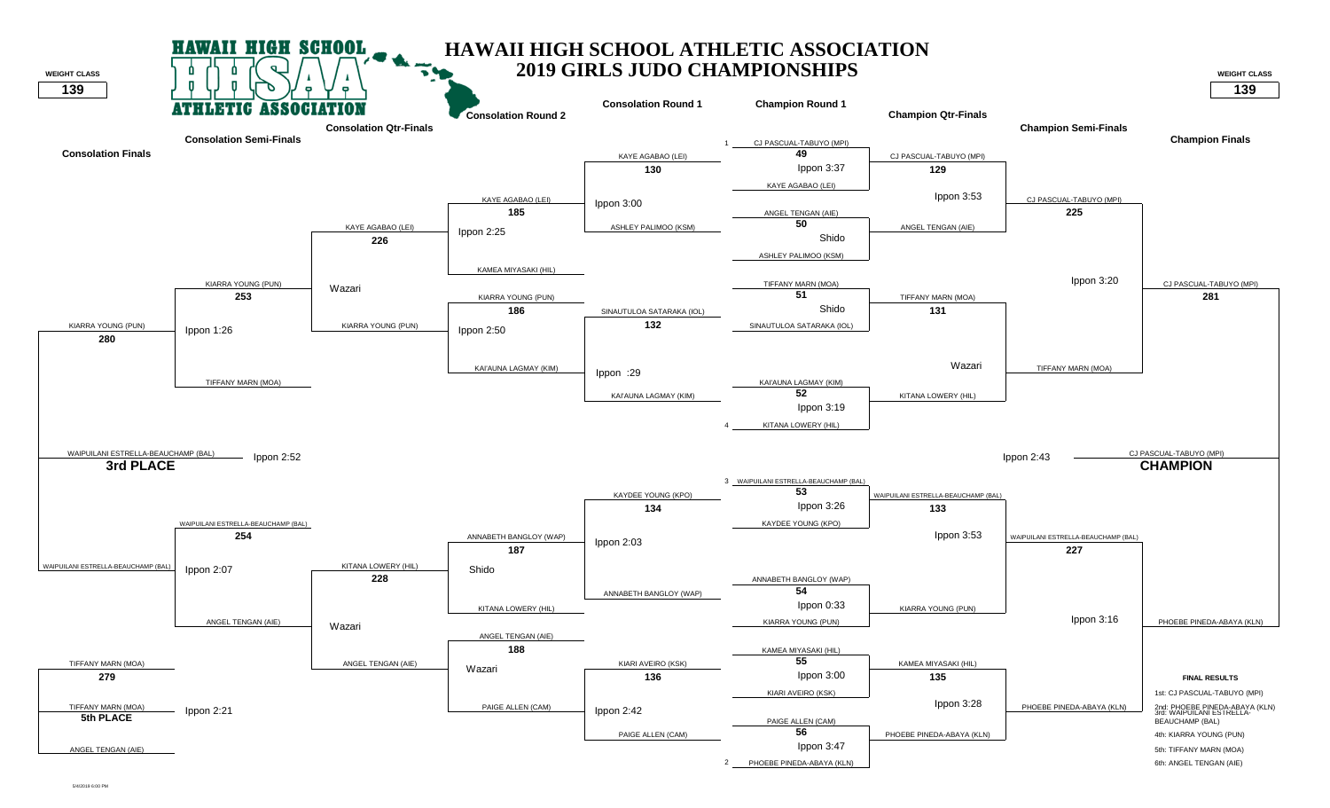# HAWAII HIGH SCHOOL ATHLETIC ASSOCIATION
## 2019 GIRLS JUDO CHAMPIONSHIPS

**WEIGHT CLASS** 139

### Champion Round 1

| Bout | Competitors | Result | Winner |
|---|---|---|---|
| 49 | 1 CJ PASCUAL-TABUYO (MPI) vs KAYE AGABAO (LEI) | Ippon 3:37 | CJ PASCUAL-TABUYO (MPI) |
| 50 | ANGEL TENGAN (AIE) vs ASHLEY PALIMOO (KSM) | Shido | ANGEL TENGAN (AIE) |
| 51 | TIFFANY MARN (MOA) vs SINAUTULOA SATARAKA (IOL) | Shido | TIFFANY MARN (MOA) |
| 52 | KAI'AUNA LAGMAY (KIM) vs 4 KITANA LOWERY (HIL) | Ippon 3:19 | KITANA LOWERY (HIL) |
| 53 | 3 WAIPUILANI ESTRELLA-BEAUCHAMP (BAL) vs KAYDEE YOUNG (KPO) | Ippon 3:26 | WAIPUILANI ESTRELLA-BEAUCHAMP (BAL) |
| 54 | ANNABETH BANGLOY (WAP) vs KIARRA YOUNG (PUN) | Ippon 0:33 | KIARRA YOUNG (PUN) |
| 55 | KAMEA MIYASAKI (HIL) vs KIARI AVEIRO (KSK) | Ippon 3:00 | KAMEA MIYASAKI (HIL) |
| 56 | PAIGE ALLEN (CAM) vs 2 PHOEBE PINEDA-ABAYA (KLN) | Ippon 3:47 | PHOEBE PINEDA-ABAYA (KLN) |

### Champion Qtr-Finals

| Bout | Competitors | Result | Winner |
|---|---|---|---|
| 129 | CJ PASCUAL-TABUYO (MPI) vs ANGEL TENGAN (AIE) | Ippon 3:53 | CJ PASCUAL-TABUYO (MPI) |
| 131 | TIFFANY MARN (MOA) vs KITANA LOWERY (HIL) | Wazari | TIFFANY MARN (MOA) |
| 133 | WAIPUILANI ESTRELLA-BEAUCHAMP (BAL) vs KIARRA YOUNG (PUN) | Ippon 3:53 | WAIPUILANI ESTRELLA-BEAUCHAMP (BAL) |
| 135 | KAMEA MIYASAKI (HIL) vs PHOEBE PINEDA-ABAYA (KLN) | Ippon 3:28 | PHOEBE PINEDA-ABAYA (KLN) |

### Champion Semi-Finals

| Bout | Competitors | Result | Winner |
|---|---|---|---|
| 225 | CJ PASCUAL-TABUYO (MPI) vs TIFFANY MARN (MOA) | Ippon 3:20 | CJ PASCUAL-TABUYO (MPI) |
| 227 | WAIPUILANI ESTRELLA-BEAUCHAMP (BAL) vs PHOEBE PINEDA-ABAYA (KLN) | Ippon 3:16 | PHOEBE PINEDA-ABAYA (KLN) |

### Champion Finals

| Bout | Competitors | Result | Winner |
|---|---|---|---|
| 281 | CJ PASCUAL-TABUYO (MPI) vs PHOEBE PINEDA-ABAYA (KLN) | Ippon 2:43 | **CHAMPION:** CJ PASCUAL-TABUYO (MPI) |

### Consolation Round 1

| Bout | Competitors | Result | Winner |
|---|---|---|---|
| 130 | KAYE AGABAO (LEI) vs ASHLEY PALIMOO (KSM) | Ippon 3:00 | KAYE AGABAO (LEI) |
| 132 | SINAUTULOA SATARAKA (IOL) vs KAI'AUNA LAGMAY (KIM) | Ippon :29 | KAI'AUNA LAGMAY (KIM) |
| 134 | KAYDEE YOUNG (KPO) vs ANNABETH BANGLOY (WAP) | Ippon 2:03 | ANNABETH BANGLOY (WAP) |
| 136 | KIARI AVEIRO (KSK) vs PAIGE ALLEN (CAM) | Ippon 2:42 | PAIGE ALLEN (CAM) |

### Consolation Round 2

| Bout | Competitors | Result | Winner |
|---|---|---|---|
| 185 | KAYE AGABAO (LEI) vs KAMEA MIYASAKI (HIL) | Ippon 2:25 | KAYE AGABAO (LEI) |
| 186 | KIARRA YOUNG (PUN) vs KAI'AUNA LAGMAY (KIM) | Ippon 2:50 | KIARRA YOUNG (PUN) |
| 187 | ANNABETH BANGLOY (WAP) vs KITANA LOWERY (HIL) | Shido | KITANA LOWERY (HIL) |
| 188 | ANGEL TENGAN (AIE) vs PAIGE ALLEN (CAM) | Wazari | ANGEL TENGAN (AIE) |

### Consolation Qtr-Finals

| Bout | Competitors | Result | Winner |
|---|---|---|---|
| 226 | KAYE AGABAO (LEI) vs KIARRA YOUNG (PUN) | Wazari | KIARRA YOUNG (PUN) |
| 228 | KITANA LOWERY (HIL) vs ANGEL TENGAN (AIE) | Wazari | ANGEL TENGAN (AIE) |

### Consolation Semi-Finals

| Bout | Competitors | Result | Winner |
|---|---|---|---|
| 253 | KIARRA YOUNG (PUN) vs TIFFANY MARN (MOA) | Ippon 1:26 | KIARRA YOUNG (PUN) |
| 254 | WAIPUILANI ESTRELLA-BEAUCHAMP (BAL) vs ANGEL TENGAN (AIE) | Ippon 2:07 | WAIPUILANI ESTRELLA-BEAUCHAMP (BAL) |

### Consolation Finals

| Bout | Competitors | Result | Winner |
|---|---|---|---|
| 280 | KIARRA YOUNG (PUN) vs WAIPUILANI ESTRELLA-BEAUCHAMP (BAL) | Ippon 2:52 | **3rd PLACE:** WAIPUILANI ESTRELLA-BEAUCHAMP (BAL) |
| 279 | TIFFANY MARN (MOA) vs ANGEL TENGAN (AIE) | Ippon 2:21 | **5th PLACE:** TIFFANY MARN (MOA) |

### FINAL RESULTS

1st: CJ PASCUAL-TABUYO (MPI)
2nd: PHOEBE PINEDA-ABAYA (KLN)
3rd: WAIPUILANI ESTRELLA-BEAUCHAMP (BAL)
4th: KIARRA YOUNG (PUN)
5th: TIFFANY MARN (MOA)
6th: ANGEL TENGAN (AIE)

5/4/2019 6:00 PM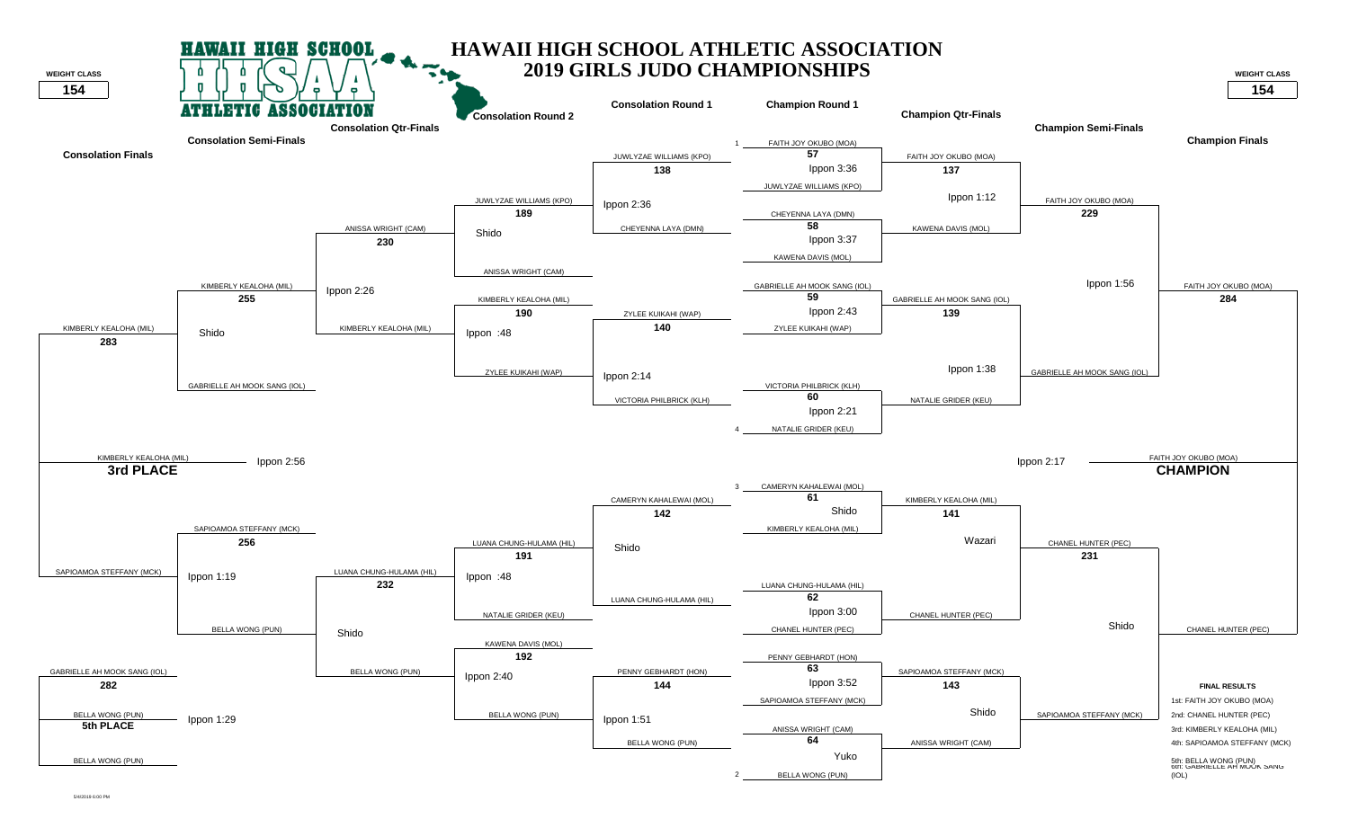# HAWAII HIGH SCHOOL ATHLETIC ASSOCIATION
## 2019 GIRLS JUDO CHAMPIONSHIPS

**WEIGHT CLASS: 154**

### Champion Round 1

| Match | Competitor 1 | Competitor 2 | Result |
|---|---|---|---|
| 57 | 1 FAITH JOY OKUBO (MOA) | JUWLYZAE WILLIAMS (KPO) | Ippon 3:36 |
| 58 | CHEYENNA LAYA (DMN) | KAWENA DAVIS (MOL) | Ippon 3:37 |
| 59 | GABRIELLE AH MOOK SANG (IOL) | ZYLEE KUIKAHI (WAP) | Ippon 2:43 |
| 60 | VICTORIA PHILBRICK (KLH) | 4 NATALIE GRIDER (KEU) | Ippon 2:21 |
| 61 | 3 CAMERYN KAHALEWAI (MOL) | KIMBERLY KEALOHA (MIL) | Shido |
| 62 | LUANA CHUNG-HULAMA (HIL) | CHANEL HUNTER (PEC) | Ippon 3:00 |
| 63 | PENNY GEBHARDT (HON) | SAPIOAMOA STEFFANY (MCK) | Ippon 3:52 |
| 64 | ANISSA WRIGHT (CAM) | 2 BELLA WONG (PUN) | Yuko |

### Champion Qtr-Finals

| Match | Competitor 1 | Competitor 2 | Result |
|---|---|---|---|
| 137 | FAITH JOY OKUBO (MOA) | KAWENA DAVIS (MOL) | Ippon 1:12 |
| 139 | GABRIELLE AH MOOK SANG (IOL) | NATALIE GRIDER (KEU) | Ippon 1:38 |
| 141 | KIMBERLY KEALOHA (MIL) | CHANEL HUNTER (PEC) | Wazari |
| 143 | SAPIOAMOA STEFFANY (MCK) | ANISSA WRIGHT (CAM) | Shido |

### Champion Semi-Finals

| Match | Competitor 1 | Competitor 2 | Result |
|---|---|---|---|
| 229 | FAITH JOY OKUBO (MOA) | GABRIELLE AH MOOK SANG (IOL) | Ippon 1:56 |
| 231 | CHANEL HUNTER (PEC) | SAPIOAMOA STEFFANY (MCK) | Shido |

### Champion Finals

| Match | Competitor 1 | Competitor 2 | Result |
|---|---|---|---|
| 284 | FAITH JOY OKUBO (MOA) | CHANEL HUNTER (PEC) | Ippon 2:17 |

**CHAMPION:** FAITH JOY OKUBO (MOA)

### Consolation Round 1

| Match | Competitor 1 | Competitor 2 | Result |
|---|---|---|---|
| 138 | JUWLYZAE WILLIAMS (KPO) | CHEYENNA LAYA (DMN) | Ippon 2:36 |
| 140 | ZYLEE KUIKAHI (WAP) | VICTORIA PHILBRICK (KLH) | Ippon 2:14 |
| 142 | CAMERYN KAHALEWAI (MOL) | LUANA CHUNG-HULAMA (HIL) | Shido |
| 144 | PENNY GEBHARDT (HON) | BELLA WONG (PUN) | Ippon 1:51 |

### Consolation Round 2

| Match | Competitor 1 | Competitor 2 | Result |
|---|---|---|---|
| 189 | JUWLYZAE WILLIAMS (KPO) | ANISSA WRIGHT (CAM) | Shido |
| 190 | KIMBERLY KEALOHA (MIL) | ZYLEE KUIKAHI (WAP) | Ippon :48 |
| 191 | LUANA CHUNG-HULAMA (HIL) | NATALIE GRIDER (KEU) | Ippon :48 |
| 192 | KAWENA DAVIS (MOL) | BELLA WONG (PUN) | Ippon 2:40 |

### Consolation Qtr-Finals

| Match | Competitor 1 | Competitor 2 | Result |
|---|---|---|---|
| 230 | ANISSA WRIGHT (CAM) | KIMBERLY KEALOHA (MIL) | Ippon 2:26 |
| 232 | LUANA CHUNG-HULAMA (HIL) | BELLA WONG (PUN) | Shido |

### Consolation Semi-Finals

| Match | Competitor 1 | Competitor 2 | Result |
|---|---|---|---|
| 255 | KIMBERLY KEALOHA (MIL) | GABRIELLE AH MOOK SANG (IOL) | Shido |
| 256 | SAPIOAMOA STEFFANY (MCK) | BELLA WONG (PUN) | Ippon 1:19 |

### Consolation Finals

| Match | Competitor 1 | Competitor 2 | Result |
|---|---|---|---|
| 283 | KIMBERLY KEALOHA (MIL) | SAPIOAMOA STEFFANY (MCK) | Ippon 2:56 |
| 282 | GABRIELLE AH MOOK SANG (IOL) | BELLA WONG (PUN) | Ippon 1:29 |

**3rd PLACE:** KIMBERLY KEALOHA (MIL)

**5th PLACE:** BELLA WONG (PUN)

### FINAL RESULTS

1st: FAITH JOY OKUBO (MOA)
2nd: CHANEL HUNTER (PEC)
3rd: KIMBERLY KEALOHA (MIL)
4th: SAPIOAMOA STEFFANY (MCK)
5th: BELLA WONG (PUN)
6th: GABRIELLE AH MOOK SANG (IOL)

5/4/2019 6:00 PM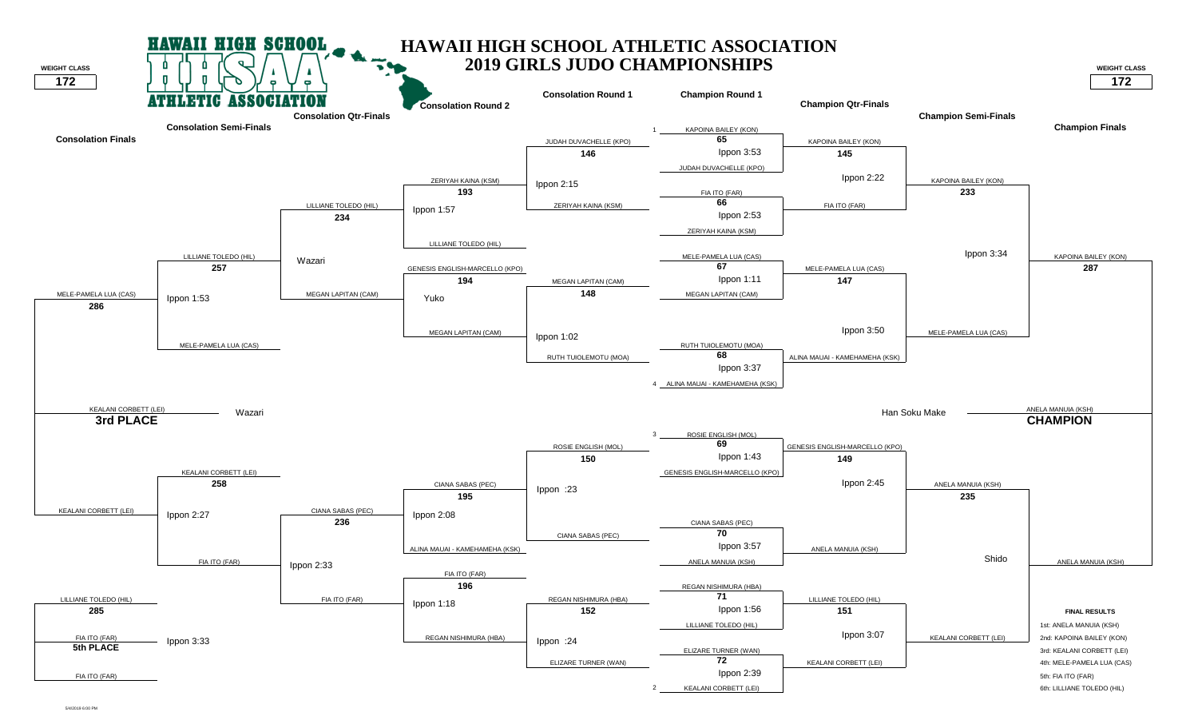# HAWAII HIGH SCHOOL ATHLETIC ASSOCIATION
## 2019 GIRLS JUDO CHAMPIONSHIPS

**WEIGHT CLASS: 172**

### Champion Round 1

| Bout | Competitor 1 | Competitor 2 | Result |
|---|---|---|---|
| 65 | 1 KAPOINA BAILEY (KON) | JUDAH DUVACHELLE (KPO) | Ippon 3:53 |
| 66 | FIA ITO (FAR) | ZERIYAH KAINA (KSM) | Ippon 2:53 |
| 67 | MELE-PAMELA LUA (CAS) | MEGAN LAPITAN (CAM) | Ippon 1:11 |
| 68 | RUTH TUIOLEMOTU (MOA) | 4 ALINA MAUAI - KAMEHAMEHA (KSK) | Ippon 3:37 |
| 69 | 3 ROSIE ENGLISH (MOL) | GENESIS ENGLISH-MARCELLO (KPO) | Ippon 1:43 |
| 70 | CIANA SABAS (PEC) | ANELA MANUIA (KSH) | Ippon 3:57 |
| 71 | REGAN NISHIMURA (HBA) | LILLIANE TOLEDO (HIL) | Ippon 1:56 |
| 72 | ELIZARE TURNER (WAN) | 2 KEALANI CORBETT (LEI) | Ippon 2:39 |

### Champion Qtr-Finals

| Bout | Competitor 1 | Competitor 2 | Result |
|---|---|---|---|
| 145 | KAPOINA BAILEY (KON) | FIA ITO (FAR) | Ippon 2:22 |
| 147 | MELE-PAMELA LUA (CAS) | ALINA MAUAI - KAMEHAMEHA (KSK) | Ippon 3:50 |
| 149 | GENESIS ENGLISH-MARCELLO (KPO) | ANELA MANUIA (KSH) | Ippon 2:45 |
| 151 | LILLIANE TOLEDO (HIL) | KEALANI CORBETT (LEI) | Ippon 3:07 |

### Champion Semi-Finals

| Bout | Competitor 1 | Competitor 2 | Result |
|---|---|---|---|
| 233 | KAPOINA BAILEY (KON) | MELE-PAMELA LUA (CAS) | Ippon 3:34 |
| 235 | ANELA MANUIA (KSH) | KEALANI CORBETT (LEI) | Shido |

### Champion Finals

| Bout | Competitor 1 | Competitor 2 | Result |
|---|---|---|---|
| 287 | KAPOINA BAILEY (KON) | ANELA MANUIA (KSH) | Han Soku Make |

**CHAMPION:** ANELA MANUIA (KSH)

### Consolation Round 1

| Bout | Competitor 1 | Competitor 2 | Result |
|---|---|---|---|
| 146 | JUDAH DUVACHELLE (KPO) | ZERIYAH KAINA (KSM) | Ippon 2:15 |
| 148 | MEGAN LAPITAN (CAM) | RUTH TUIOLEMOTU (MOA) | Ippon 1:02 |
| 150 | ROSIE ENGLISH (MOL) | CIANA SABAS (PEC) | Ippon :23 |
| 152 | REGAN NISHIMURA (HBA) | ELIZARE TURNER (WAN) | Ippon :24 |

### Consolation Round 2

| Bout | Competitor 1 | Competitor 2 | Result |
|---|---|---|---|
| 193 | ZERIYAH KAINA (KSM) | LILLIANE TOLEDO (HIL) | Ippon 1:57 |
| 194 | GENESIS ENGLISH-MARCELLO (KPO) | MEGAN LAPITAN (CAM) | Yuko |
| 195 | CIANA SABAS (PEC) | ALINA MAUAI - KAMEHAMEHA (KSK) | Ippon 2:08 |
| 196 | FIA ITO (FAR) | REGAN NISHIMURA (HBA) | Ippon 1:18 |

### Consolation Qtr-Finals

| Bout | Competitor 1 | Competitor 2 | Result |
|---|---|---|---|
| 234 | LILLIANE TOLEDO (HIL) | MEGAN LAPITAN (CAM) | Wazari |
| 236 | CIANA SABAS (PEC) | FIA ITO (FAR) | Ippon 2:33 |

### Consolation Semi-Finals

| Bout | Competitor 1 | Competitor 2 | Result |
|---|---|---|---|
| 257 | LILLIANE TOLEDO (HIL) | MELE-PAMELA LUA (CAS) | Ippon 1:53 |
| 258 | KEALANI CORBETT (LEI) | FIA ITO (FAR) | Ippon 2:27 |

### Consolation Finals

| Bout | Competitor 1 | Competitor 2 | Result |
|---|---|---|---|
| 286 | MELE-PAMELA LUA (CAS) | KEALANI CORBETT (LEI) | Wazari |
| 285 | LILLIANE TOLEDO (HIL) | FIA ITO (FAR) | Ippon 3:33 |

**3rd PLACE:** KEALANI CORBETT (LEI)

**5th PLACE:** FIA ITO (FAR)

### FINAL RESULTS

1st: ANELA MANUIA (KSH)
2nd: KAPOINA BAILEY (KON)
3rd: KEALANI CORBETT (LEI)
4th: MELE-PAMELA LUA (CAS)
5th: FIA ITO (FAR)
6th: LILLIANE TOLEDO (HIL)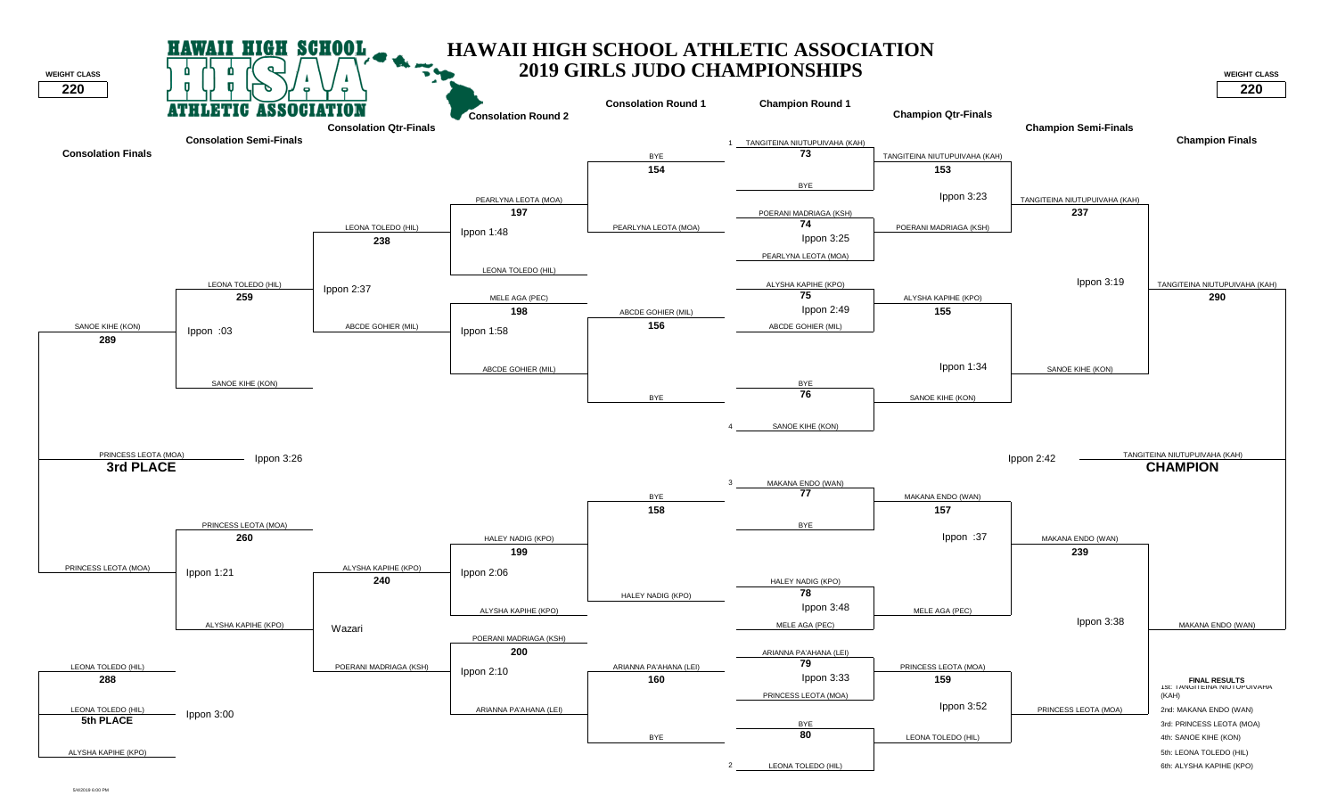# HAWAII HIGH SCHOOL ATHLETIC ASSOCIATION
## 2019 GIRLS JUDO CHAMPIONSHIPS

WEIGHT CLASS **220**

### Champion Round 1

1 TANGITEINA NIUTUPUIVAHA (KAH)
**73**
BYE

POERANI MADRIAGA (KSH)
**74** Ippon 3:25
PEARLYNA LEOTA (MOA)

ALYSHA KAPIHE (KPO)
**75** Ippon 2:49
ABCDE GOHIER (MIL)

BYE
**76**
4 SANOE KIHE (KON)

3 MAKANA ENDO (WAN)
**77**
BYE

HALEY NADIG (KPO)
**78** Ippon 3:48
MELE AGA (PEC)

ARIANNA PA'AHANA (LEI)
**79** Ippon 3:33
PRINCESS LEOTA (MOA)

BYE
**80**
2 LEONA TOLEDO (HIL)

### Champion Qtr-Finals

TANGITEINA NIUTUPUIVAHA (KAH)
**153** Ippon 3:23
POERANI MADRIAGA (KSH)

ALYSHA KAPIHE (KPO)
**155** Ippon 1:34
SANOE KIHE (KON)

MAKANA ENDO (WAN)
**157** Ippon :37
MELE AGA (PEC)

PRINCESS LEOTA (MOA)
**159** Ippon 3:52
LEONA TOLEDO (HIL)

### Champion Semi-Finals

TANGITEINA NIUTUPUIVAHA (KAH)
**237** Ippon 3:19
SANOE KIHE (KON)

MAKANA ENDO (WAN)
**239** Ippon 3:38
PRINCESS LEOTA (MOA)

### Champion Finals

TANGITEINA NIUTUPUIVAHA (KAH)
**290** Ippon 2:42
MAKANA ENDO (WAN)

TANGITEINA NIUTUPUIVAHA (KAH)
**CHAMPION**

### Consolation Round 1

BYE
**154**
PEARLYNA LEOTA (MOA)

ABCDE GOHIER (MIL)
**156**
BYE

BYE
**158**
HALEY NADIG (KPO)

ARIANNA PA'AHANA (LEI)
**160**
BYE

### Consolation Round 2

PEARLYNA LEOTA (MOA)
**197** Ippon 1:48
LEONA TOLEDO (HIL)

MELE AGA (PEC)
**198** Ippon 1:58
ABCDE GOHIER (MIL)

HALEY NADIG (KPO)
**199** Ippon 2:06
ALYSHA KAPIHE (KPO)

POERANI MADRIAGA (KSH)
**200** Ippon 2:10
ARIANNA PA'AHANA (LEI)

### Consolation Qtr-Finals

LEONA TOLEDO (HIL)
**238** Ippon 2:37
ABCDE GOHIER (MIL)

ALYSHA KAPIHE (KPO)
**240** Wazari
POERANI MADRIAGA (KSH)

### Consolation Semi-Finals

LEONA TOLEDO (HIL)
**259** Ippon :03
SANOE KIHE (KON)

PRINCESS LEOTA (MOA)
**260** Ippon 1:21
ALYSHA KAPIHE (KPO)

### Consolation Finals

SANOE KIHE (KON)
**289** Ippon 3:26
PRINCESS LEOTA (MOA)

PRINCESS LEOTA (MOA)
**3rd PLACE**

LEONA TOLEDO (HIL)
**288** Ippon 3:00
ALYSHA KAPIHE (KPO)

LEONA TOLEDO (HIL)
**5th PLACE**

### FINAL RESULTS

1st: TANGITEINA NIUTUPUIVAHA (KAH)
2nd: MAKANA ENDO (WAN)
3rd: PRINCESS LEOTA (MOA)
4th: SANOE KIHE (KON)
5th: LEONA TOLEDO (HIL)
6th: ALYSHA KAPIHE (KPO)